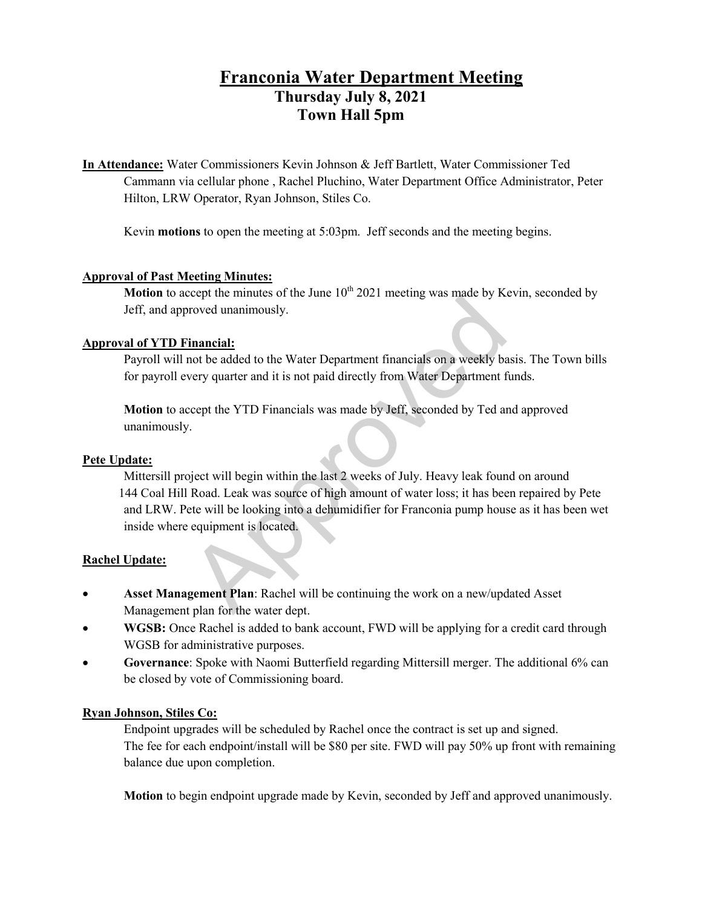# Franconia Water Department Meeting
## Thursday July 8, 2021
## Town Hall 5pm

**In Attendance:** Water Commissioners Kevin Johnson & Jeff Bartlett, Water Commissioner Ted Cammann via cellular phone , Rachel Pluchino, Water Department Office Administrator, Peter Hilton, LRW Operator, Ryan Johnson, Stiles Co.

Kevin **motions** to open the meeting at 5:03pm. Jeff seconds and the meeting begins.

**Approval of Past Meeting Minutes:**

**Motion** to accept the minutes of the June 10th 2021 meeting was made by Kevin, seconded by Jeff, and approved unanimously.

**Approval of YTD Financial:**

Payroll will not be added to the Water Department financials on a weekly basis. The Town bills for payroll every quarter and it is not paid directly from Water Department funds.

**Motion** to accept the YTD Financials was made by Jeff, seconded by Ted and approved unanimously.

**Pete Update:**

Mittersill project will begin within the last 2 weeks of July. Heavy leak found on around 144 Coal Hill Road. Leak was source of high amount of water loss; it has been repaired by Pete and LRW. Pete will be looking into a dehumidifier for Franconia pump house as it has been wet inside where equipment is located.

**Rachel Update:**

- **Asset Management Plan**: Rachel will be continuing the work on a new/updated Asset Management plan for the water dept.
- **WGSB:** Once Rachel is added to bank account, FWD will be applying for a credit card through WGSB for administrative purposes.
- **Governance**: Spoke with Naomi Butterfield regarding Mittersill merger. The additional 6% can be closed by vote of Commissioning board.

**Ryan Johnson, Stiles Co:**

Endpoint upgrades will be scheduled by Rachel once the contract is set up and signed. The fee for each endpoint/install will be $80 per site. FWD will pay 50% up front with remaining balance due upon completion.

**Motion** to begin endpoint upgrade made by Kevin, seconded by Jeff and approved unanimously.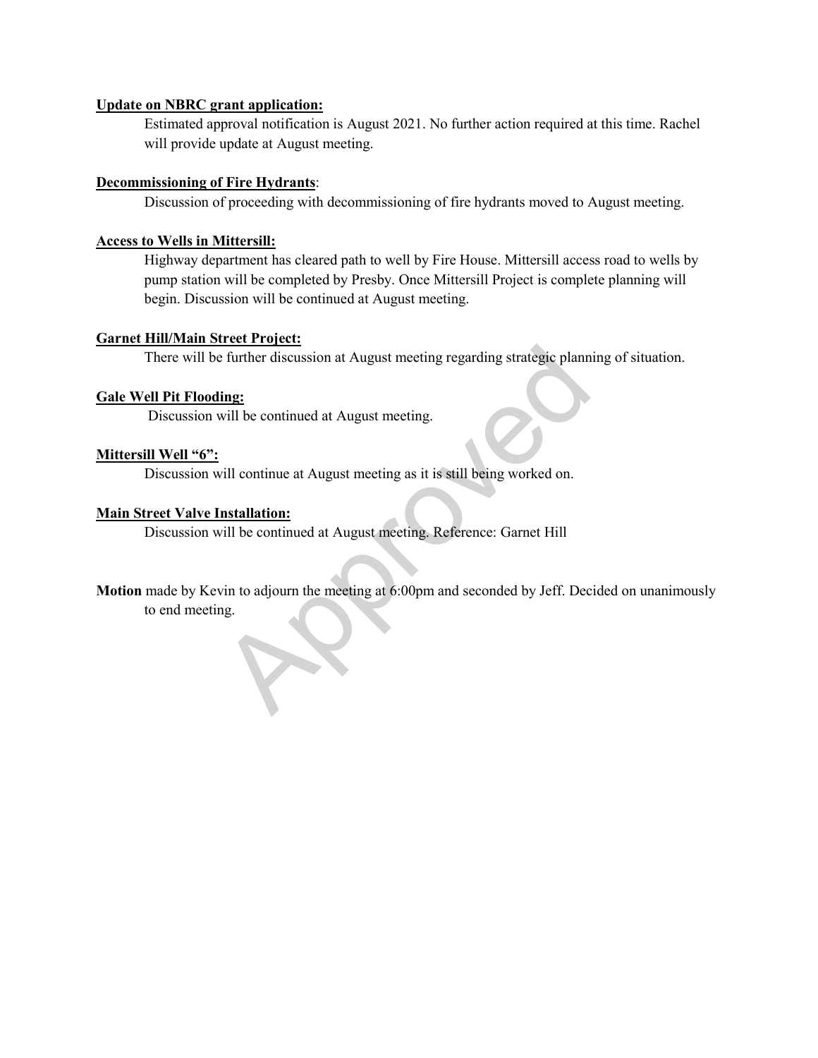**Update on NBRC grant application:**

Estimated approval notification is August 2021. No further action required at this time. Rachel will provide update at August meeting.

**Decommissioning of Fire Hydrants**:

Discussion of proceeding with decommissioning of fire hydrants moved to August meeting.

**Access to Wells in Mittersill:**

Highway department has cleared path to well by Fire House. Mittersill access road to wells by pump station will be completed by Presby. Once Mittersill Project is complete planning will begin. Discussion will be continued at August meeting.

**Garnet Hill/Main Street Project:**

There will be further discussion at August meeting regarding strategic planning of situation.

**Gale Well Pit Flooding:**

Discussion will be continued at August meeting.

**Mittersill Well "6":**

Discussion will continue at August meeting as it is still being worked on.

**Main Street Valve Installation:**

Discussion will be continued at August meeting. Reference: Garnet Hill

**Motion** made by Kevin to adjourn the meeting at 6:00pm and seconded by Jeff. Decided on unanimously to end meeting.